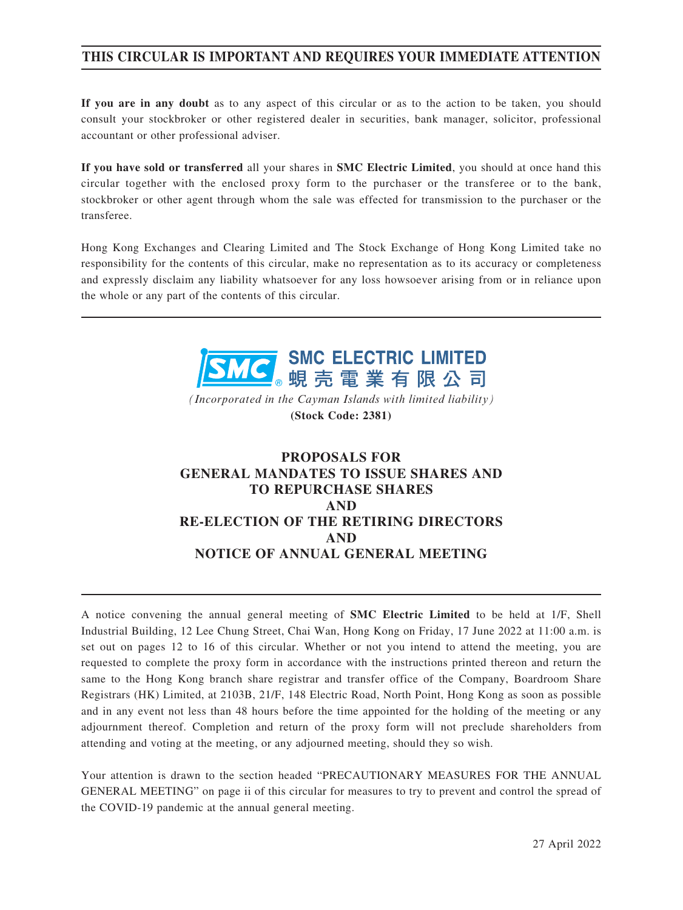**THIS CIRCULAR IS IMPORTANT AND REQUIRES YOUR IMMEDIATE ATTENTION**

**If you are in any doubt** as to any aspect of this circular or as to the action to be taken, you should consult your stockbroker or other registered dealer in securities, bank manager, solicitor, professional accountant or other professional adviser.

**If you have sold or transferred** all your shares in **SMC Electric Limited**, you should at once hand this circular together with the enclosed proxy form to the purchaser or the transferee or to the bank, stockbroker or other agent through whom the sale was effected for transmission to the purchaser or the transferee.

Hong Kong Exchanges and Clearing Limited and The Stock Exchange of Hong Kong Limited take no responsibility for the contents of this circular, make no representation as to its accuracy or completeness and expressly disclaim any liability whatsoever for any loss howsoever arising from or in reliance upon the whole or any part of the contents of this circular.

**SMC ELECTRIC LIMITED**
**蜆壳電業有限公司**

*(Incorporated in the Cayman Islands with limited liability)*

**(Stock Code: 2381)**

# PROPOSALS FOR GENERAL MANDATES TO ISSUE SHARES AND TO REPURCHASE SHARES AND RE-ELECTION OF THE RETIRING DIRECTORS AND NOTICE OF ANNUAL GENERAL MEETING

A notice convening the annual general meeting of **SMC Electric Limited** to be held at 1/F, Shell Industrial Building, 12 Lee Chung Street, Chai Wan, Hong Kong on Friday, 17 June 2022 at 11:00 a.m. is set out on pages 12 to 16 of this circular. Whether or not you intend to attend the meeting, you are requested to complete the proxy form in accordance with the instructions printed thereon and return the same to the Hong Kong branch share registrar and transfer office of the Company, Boardroom Share Registrars (HK) Limited, at 2103B, 21/F, 148 Electric Road, North Point, Hong Kong as soon as possible and in any event not less than 48 hours before the time appointed for the holding of the meeting or any adjournment thereof. Completion and return of the proxy form will not preclude shareholders from attending and voting at the meeting, or any adjourned meeting, should they so wish.

Your attention is drawn to the section headed "PRECAUTIONARY MEASURES FOR THE ANNUAL GENERAL MEETING" on page ii of this circular for measures to try to prevent and control the spread of the COVID-19 pandemic at the annual general meeting.

27 April 2022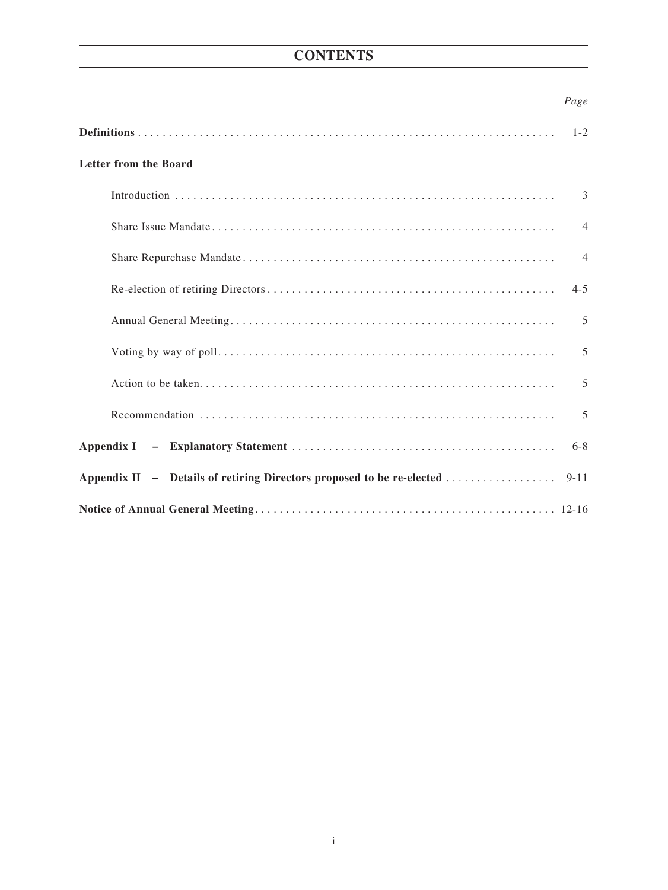# CONTENTS

| | *Page* |
|---|---|
| **Definitions** | 1-2 |
| **Letter from the Board** | |
| Introduction | 3 |
| Share Issue Mandate | 4 |
| Share Repurchase Mandate | 4 |
| Re-election of retiring Directors | 4-5 |
| Annual General Meeting | 5 |
| Voting by way of poll | 5 |
| Action to be taken | 5 |
| Recommendation | 5 |
| **Appendix I – Explanatory Statement** | 6-8 |
| **Appendix II – Details of retiring Directors proposed to be re-elected** | 9-11 |
| **Notice of Annual General Meeting** | 12-16 |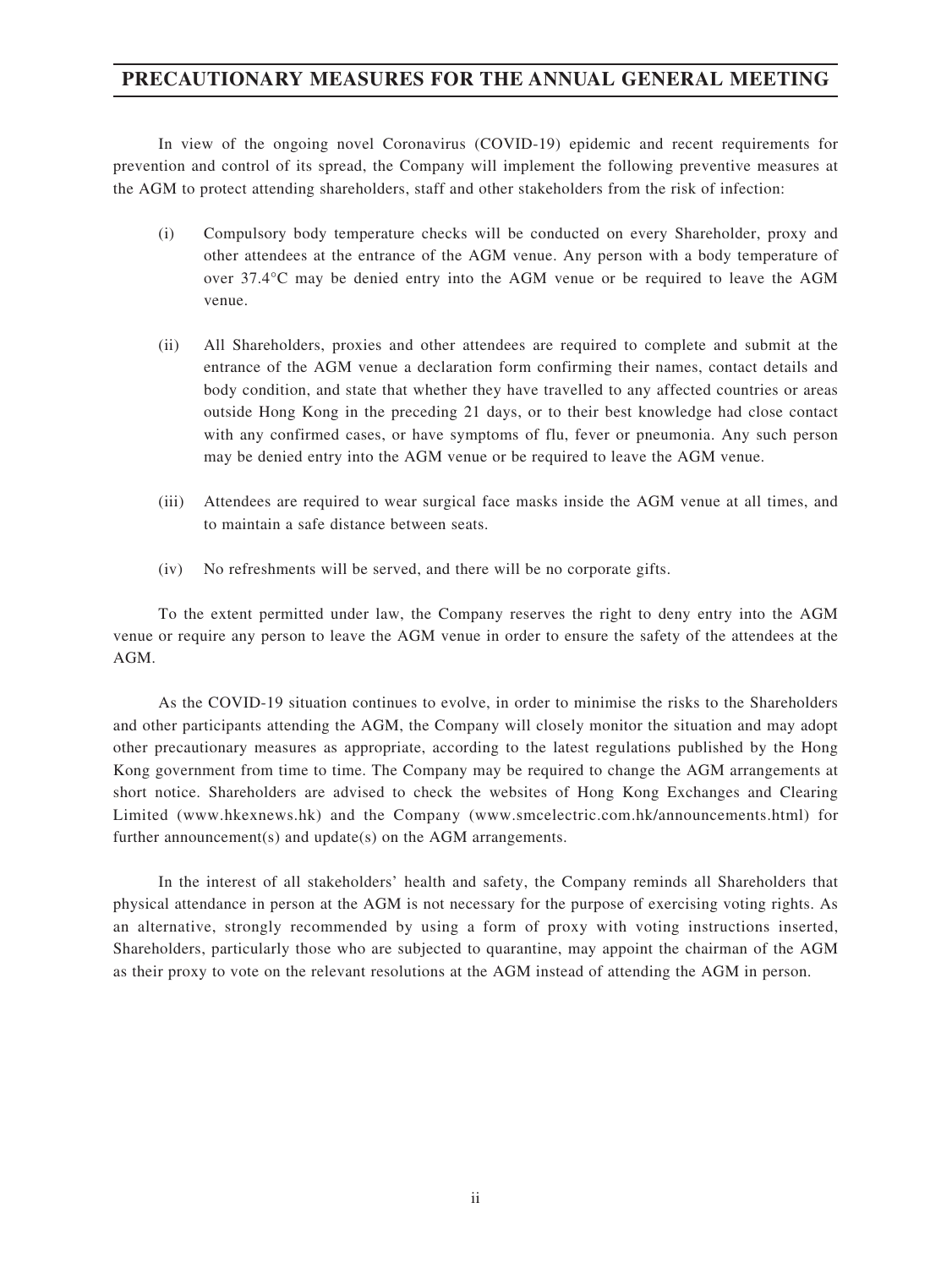# PRECAUTIONARY MEASURES FOR THE ANNUAL GENERAL MEETING

In view of the ongoing novel Coronavirus (COVID-19) epidemic and recent requirements for prevention and control of its spread, the Company will implement the following preventive measures at the AGM to protect attending shareholders, staff and other stakeholders from the risk of infection:

(i) Compulsory body temperature checks will be conducted on every Shareholder, proxy and other attendees at the entrance of the AGM venue. Any person with a body temperature of over 37.4°C may be denied entry into the AGM venue or be required to leave the AGM venue.

(ii) All Shareholders, proxies and other attendees are required to complete and submit at the entrance of the AGM venue a declaration form confirming their names, contact details and body condition, and state that whether they have travelled to any affected countries or areas outside Hong Kong in the preceding 21 days, or to their best knowledge had close contact with any confirmed cases, or have symptoms of flu, fever or pneumonia. Any such person may be denied entry into the AGM venue or be required to leave the AGM venue.

(iii) Attendees are required to wear surgical face masks inside the AGM venue at all times, and to maintain a safe distance between seats.

(iv) No refreshments will be served, and there will be no corporate gifts.

To the extent permitted under law, the Company reserves the right to deny entry into the AGM venue or require any person to leave the AGM venue in order to ensure the safety of the attendees at the AGM.

As the COVID-19 situation continues to evolve, in order to minimise the risks to the Shareholders and other participants attending the AGM, the Company will closely monitor the situation and may adopt other precautionary measures as appropriate, according to the latest regulations published by the Hong Kong government from time to time. The Company may be required to change the AGM arrangements at short notice. Shareholders are advised to check the websites of Hong Kong Exchanges and Clearing Limited (www.hkexnews.hk) and the Company (www.smcelectric.com.hk/announcements.html) for further announcement(s) and update(s) on the AGM arrangements.

In the interest of all stakeholders' health and safety, the Company reminds all Shareholders that physical attendance in person at the AGM is not necessary for the purpose of exercising voting rights. As an alternative, strongly recommended by using a form of proxy with voting instructions inserted, Shareholders, particularly those who are subjected to quarantine, may appoint the chairman of the AGM as their proxy to vote on the relevant resolutions at the AGM instead of attending the AGM in person.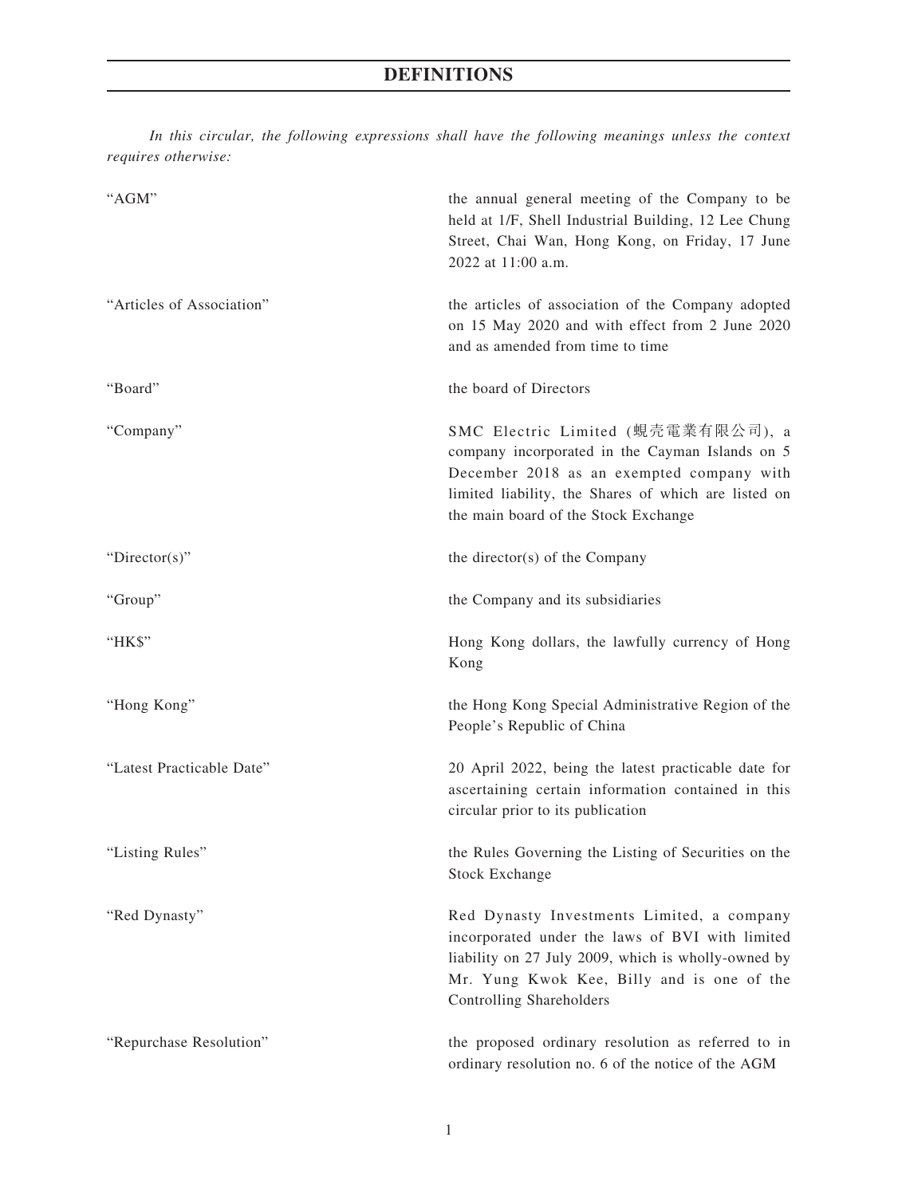# DEFINITIONS

*In this circular, the following expressions shall have the following meanings unless the context requires otherwise:*

| | |
|---|---|
| "AGM" | the annual general meeting of the Company to be held at 1/F, Shell Industrial Building, 12 Lee Chung Street, Chai Wan, Hong Kong, on Friday, 17 June 2022 at 11:00 a.m. |
| "Articles of Association" | the articles of association of the Company adopted on 15 May 2020 and with effect from 2 June 2020 and as amended from time to time |
| "Board" | the board of Directors |
| "Company" | SMC Electric Limited (蜆壳電業有限公司), a company incorporated in the Cayman Islands on 5 December 2018 as an exempted company with limited liability, the Shares of which are listed on the main board of the Stock Exchange |
| "Director(s)" | the director(s) of the Company |
| "Group" | the Company and its subsidiaries |
| "HK$" | Hong Kong dollars, the lawfully currency of Hong Kong |
| "Hong Kong" | the Hong Kong Special Administrative Region of the People's Republic of China |
| "Latest Practicable Date" | 20 April 2022, being the latest practicable date for ascertaining certain information contained in this circular prior to its publication |
| "Listing Rules" | the Rules Governing the Listing of Securities on the Stock Exchange |
| "Red Dynasty" | Red Dynasty Investments Limited, a company incorporated under the laws of BVI with limited liability on 27 July 2009, which is wholly-owned by Mr. Yung Kwok Kee, Billy and is one of the Controlling Shareholders |
| "Repurchase Resolution" | the proposed ordinary resolution as referred to in ordinary resolution no. 6 of the notice of the AGM |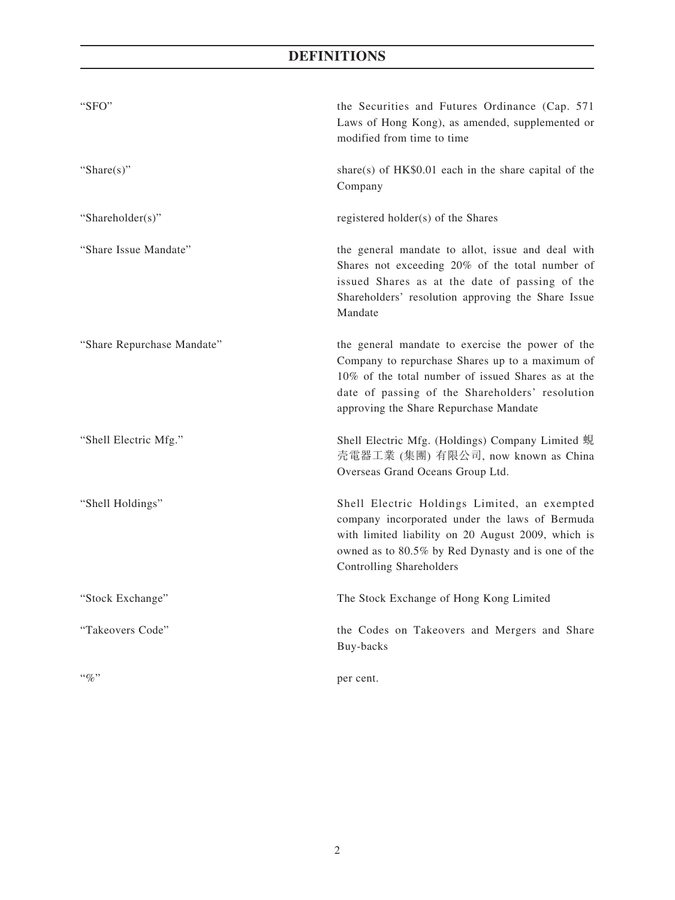# DEFINITIONS

| | |
|---|---|
| "SFO" | the Securities and Futures Ordinance (Cap. 571 Laws of Hong Kong), as amended, supplemented or modified from time to time |
| "Share(s)" | share(s) of HK$0.01 each in the share capital of the Company |
| "Shareholder(s)" | registered holder(s) of the Shares |
| "Share Issue Mandate" | the general mandate to allot, issue and deal with Shares not exceeding 20% of the total number of issued Shares as at the date of passing of the Shareholders' resolution approving the Share Issue Mandate |
| "Share Repurchase Mandate" | the general mandate to exercise the power of the Company to repurchase Shares up to a maximum of 10% of the total number of issued Shares as at the date of passing of the Shareholders' resolution approving the Share Repurchase Mandate |
| "Shell Electric Mfg." | Shell Electric Mfg. (Holdings) Company Limited 蜆壳電器工業 (集團) 有限公司, now known as China Overseas Grand Oceans Group Ltd. |
| "Shell Holdings" | Shell Electric Holdings Limited, an exempted company incorporated under the laws of Bermuda with limited liability on 20 August 2009, which is owned as to 80.5% by Red Dynasty and is one of the Controlling Shareholders |
| "Stock Exchange" | The Stock Exchange of Hong Kong Limited |
| "Takeovers Code" | the Codes on Takeovers and Mergers and Share Buy-backs |
| "%" | per cent. |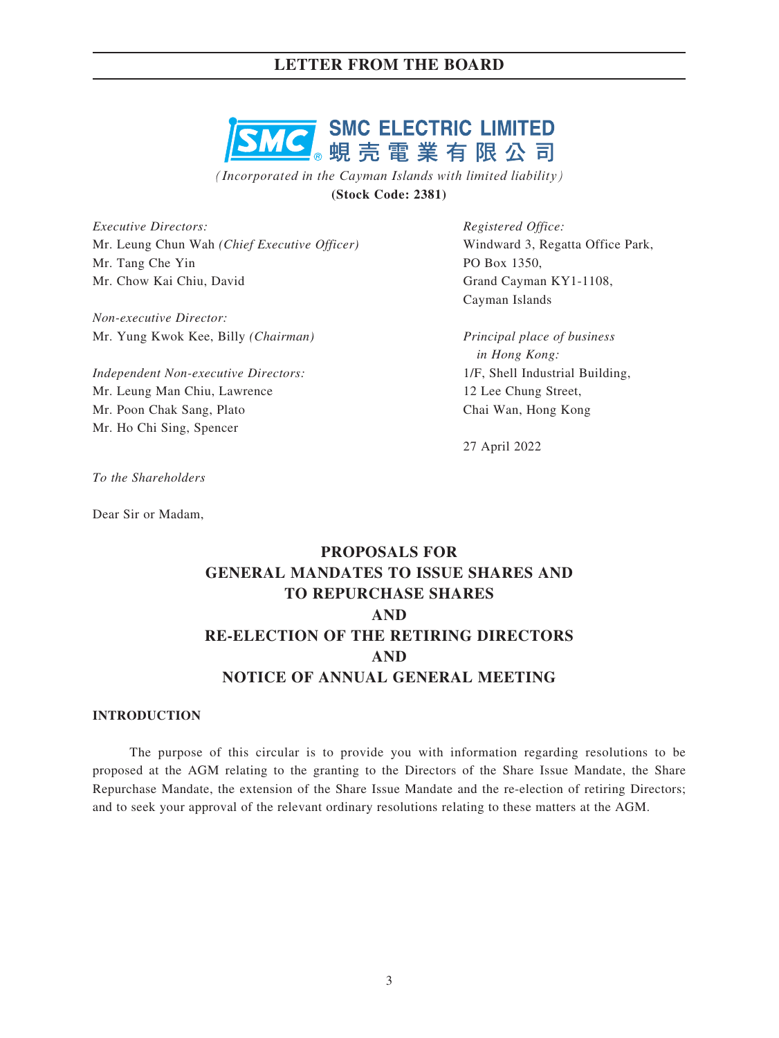# LETTER FROM THE BOARD

**SMC ELECTRIC LIMITED**
**蜆壳電業有限公司**

*(Incorporated in the Cayman Islands with limited liability)*

**(Stock Code: 2381)**

*Executive Directors:*
Mr. Leung Chun Wah *(Chief Executive Officer)*
Mr. Tang Che Yin
Mr. Chow Kai Chiu, David

*Non-executive Director:*
Mr. Yung Kwok Kee, Billy *(Chairman)*

*Independent Non-executive Directors:*
Mr. Leung Man Chiu, Lawrence
Mr. Poon Chak Sang, Plato
Mr. Ho Chi Sing, Spencer

*Registered Office:*
Windward 3, Regatta Office Park,
PO Box 1350,
Grand Cayman KY1-1108,
Cayman Islands

*Principal place of business in Hong Kong:*
1/F, Shell Industrial Building,
12 Lee Chung Street,
Chai Wan, Hong Kong

27 April 2022

*To the Shareholders*

Dear Sir or Madam,

## PROPOSALS FOR GENERAL MANDATES TO ISSUE SHARES AND TO REPURCHASE SHARES AND RE-ELECTION OF THE RETIRING DIRECTORS AND NOTICE OF ANNUAL GENERAL MEETING

### INTRODUCTION

The purpose of this circular is to provide you with information regarding resolutions to be proposed at the AGM relating to the granting to the Directors of the Share Issue Mandate, the Share Repurchase Mandate, the extension of the Share Issue Mandate and the re-election of retiring Directors; and to seek your approval of the relevant ordinary resolutions relating to these matters at the AGM.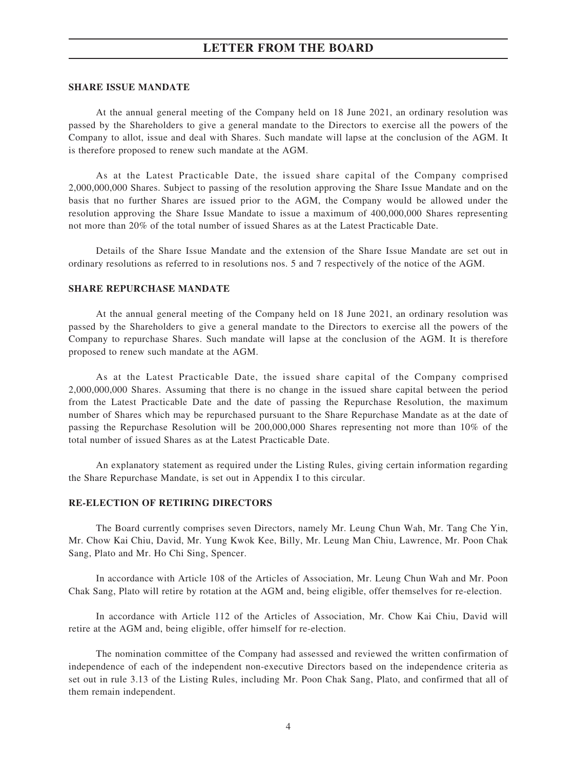## SHARE ISSUE MANDATE

At the annual general meeting of the Company held on 18 June 2021, an ordinary resolution was passed by the Shareholders to give a general mandate to the Directors to exercise all the powers of the Company to allot, issue and deal with Shares. Such mandate will lapse at the conclusion of the AGM. It is therefore proposed to renew such mandate at the AGM.

As at the Latest Practicable Date, the issued share capital of the Company comprised 2,000,000,000 Shares. Subject to passing of the resolution approving the Share Issue Mandate and on the basis that no further Shares are issued prior to the AGM, the Company would be allowed under the resolution approving the Share Issue Mandate to issue a maximum of 400,000,000 Shares representing not more than 20% of the total number of issued Shares as at the Latest Practicable Date.

Details of the Share Issue Mandate and the extension of the Share Issue Mandate are set out in ordinary resolutions as referred to in resolutions nos. 5 and 7 respectively of the notice of the AGM.

## SHARE REPURCHASE MANDATE

At the annual general meeting of the Company held on 18 June 2021, an ordinary resolution was passed by the Shareholders to give a general mandate to the Directors to exercise all the powers of the Company to repurchase Shares. Such mandate will lapse at the conclusion of the AGM. It is therefore proposed to renew such mandate at the AGM.

As at the Latest Practicable Date, the issued share capital of the Company comprised 2,000,000,000 Shares. Assuming that there is no change in the issued share capital between the period from the Latest Practicable Date and the date of passing the Repurchase Resolution, the maximum number of Shares which may be repurchased pursuant to the Share Repurchase Mandate as at the date of passing the Repurchase Resolution will be 200,000,000 Shares representing not more than 10% of the total number of issued Shares as at the Latest Practicable Date.

An explanatory statement as required under the Listing Rules, giving certain information regarding the Share Repurchase Mandate, is set out in Appendix I to this circular.

## RE-ELECTION OF RETIRING DIRECTORS

The Board currently comprises seven Directors, namely Mr. Leung Chun Wah, Mr. Tang Che Yin, Mr. Chow Kai Chiu, David, Mr. Yung Kwok Kee, Billy, Mr. Leung Man Chiu, Lawrence, Mr. Poon Chak Sang, Plato and Mr. Ho Chi Sing, Spencer.

In accordance with Article 108 of the Articles of Association, Mr. Leung Chun Wah and Mr. Poon Chak Sang, Plato will retire by rotation at the AGM and, being eligible, offer themselves for re-election.

In accordance with Article 112 of the Articles of Association, Mr. Chow Kai Chiu, David will retire at the AGM and, being eligible, offer himself for re-election.

The nomination committee of the Company had assessed and reviewed the written confirmation of independence of each of the independent non-executive Directors based on the independence criteria as set out in rule 3.13 of the Listing Rules, including Mr. Poon Chak Sang, Plato, and confirmed that all of them remain independent.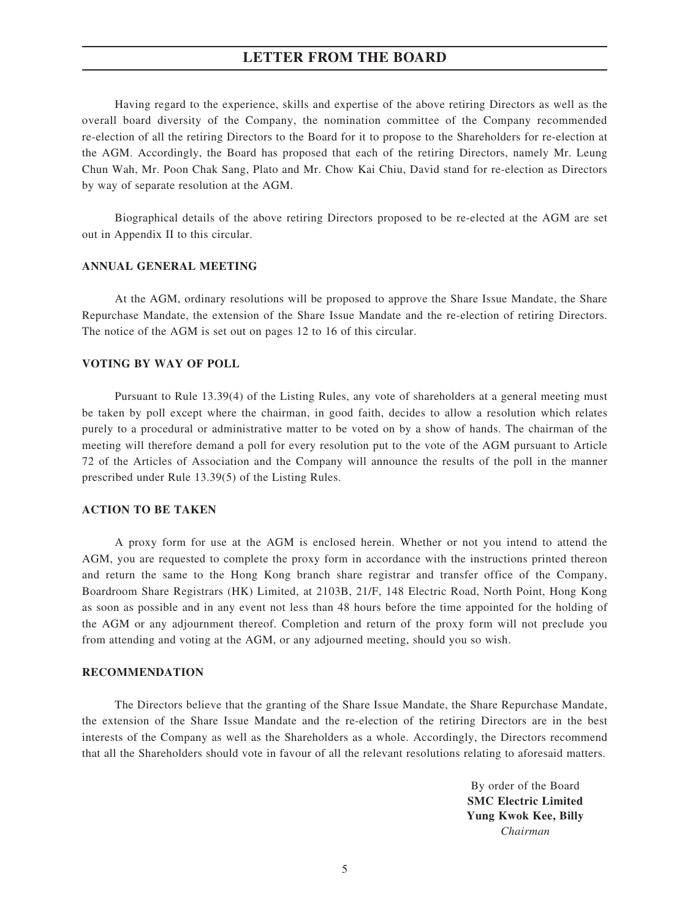Having regard to the experience, skills and expertise of the above retiring Directors as well as the overall board diversity of the Company, the nomination committee of the Company recommended re-election of all the retiring Directors to the Board for it to propose to the Shareholders for re-election at the AGM. Accordingly, the Board has proposed that each of the retiring Directors, namely Mr. Leung Chun Wah, Mr. Poon Chak Sang, Plato and Mr. Chow Kai Chiu, David stand for re-election as Directors by way of separate resolution at the AGM.

Biographical details of the above retiring Directors proposed to be re-elected at the AGM are set out in Appendix II to this circular.

**ANNUAL GENERAL MEETING**

At the AGM, ordinary resolutions will be proposed to approve the Share Issue Mandate, the Share Repurchase Mandate, the extension of the Share Issue Mandate and the re-election of retiring Directors. The notice of the AGM is set out on pages 12 to 16 of this circular.

**VOTING BY WAY OF POLL**

Pursuant to Rule 13.39(4) of the Listing Rules, any vote of shareholders at a general meeting must be taken by poll except where the chairman, in good faith, decides to allow a resolution which relates purely to a procedural or administrative matter to be voted on by a show of hands. The chairman of the meeting will therefore demand a poll for every resolution put to the vote of the AGM pursuant to Article 72 of the Articles of Association and the Company will announce the results of the poll in the manner prescribed under Rule 13.39(5) of the Listing Rules.

**ACTION TO BE TAKEN**

A proxy form for use at the AGM is enclosed herein. Whether or not you intend to attend the AGM, you are requested to complete the proxy form in accordance with the instructions printed thereon and return the same to the Hong Kong branch share registrar and transfer office of the Company, Boardroom Share Registrars (HK) Limited, at 2103B, 21/F, 148 Electric Road, North Point, Hong Kong as soon as possible and in any event not less than 48 hours before the time appointed for the holding of the AGM or any adjournment thereof. Completion and return of the proxy form will not preclude you from attending and voting at the AGM, or any adjourned meeting, should you so wish.

**RECOMMENDATION**

The Directors believe that the granting of the Share Issue Mandate, the Share Repurchase Mandate, the extension of the Share Issue Mandate and the re-election of the retiring Directors are in the best interests of the Company as well as the Shareholders as a whole. Accordingly, the Directors recommend that all the Shareholders should vote in favour of all the relevant resolutions relating to aforesaid matters.

By order of the Board
**SMC Electric Limited**
**Yung Kwok Kee, Billy**
*Chairman*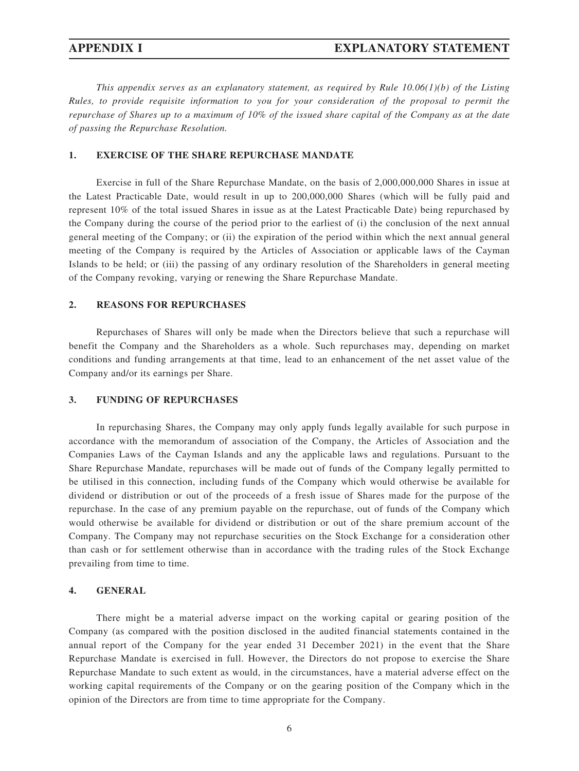# APPENDIX I EXPLANATORY STATEMENT

*This appendix serves as an explanatory statement, as required by Rule 10.06(1)(b) of the Listing Rules, to provide requisite information to you for your consideration of the proposal to permit the repurchase of Shares up to a maximum of 10% of the issued share capital of the Company as at the date of passing the Repurchase Resolution.*

## 1. EXERCISE OF THE SHARE REPURCHASE MANDATE

Exercise in full of the Share Repurchase Mandate, on the basis of 2,000,000,000 Shares in issue at the Latest Practicable Date, would result in up to 200,000,000 Shares (which will be fully paid and represent 10% of the total issued Shares in issue as at the Latest Practicable Date) being repurchased by the Company during the course of the period prior to the earliest of (i) the conclusion of the next annual general meeting of the Company; or (ii) the expiration of the period within which the next annual general meeting of the Company is required by the Articles of Association or applicable laws of the Cayman Islands to be held; or (iii) the passing of any ordinary resolution of the Shareholders in general meeting of the Company revoking, varying or renewing the Share Repurchase Mandate.

## 2. REASONS FOR REPURCHASES

Repurchases of Shares will only be made when the Directors believe that such a repurchase will benefit the Company and the Shareholders as a whole. Such repurchases may, depending on market conditions and funding arrangements at that time, lead to an enhancement of the net asset value of the Company and/or its earnings per Share.

## 3. FUNDING OF REPURCHASES

In repurchasing Shares, the Company may only apply funds legally available for such purpose in accordance with the memorandum of association of the Company, the Articles of Association and the Companies Laws of the Cayman Islands and any the applicable laws and regulations. Pursuant to the Share Repurchase Mandate, repurchases will be made out of funds of the Company legally permitted to be utilised in this connection, including funds of the Company which would otherwise be available for dividend or distribution or out of the proceeds of a fresh issue of Shares made for the purpose of the repurchase. In the case of any premium payable on the repurchase, out of funds of the Company which would otherwise be available for dividend or distribution or out of the share premium account of the Company. The Company may not repurchase securities on the Stock Exchange for a consideration other than cash or for settlement otherwise than in accordance with the trading rules of the Stock Exchange prevailing from time to time.

## 4. GENERAL

There might be a material adverse impact on the working capital or gearing position of the Company (as compared with the position disclosed in the audited financial statements contained in the annual report of the Company for the year ended 31 December 2021) in the event that the Share Repurchase Mandate is exercised in full. However, the Directors do not propose to exercise the Share Repurchase Mandate to such extent as would, in the circumstances, have a material adverse effect on the working capital requirements of the Company or on the gearing position of the Company which in the opinion of the Directors are from time to time appropriate for the Company.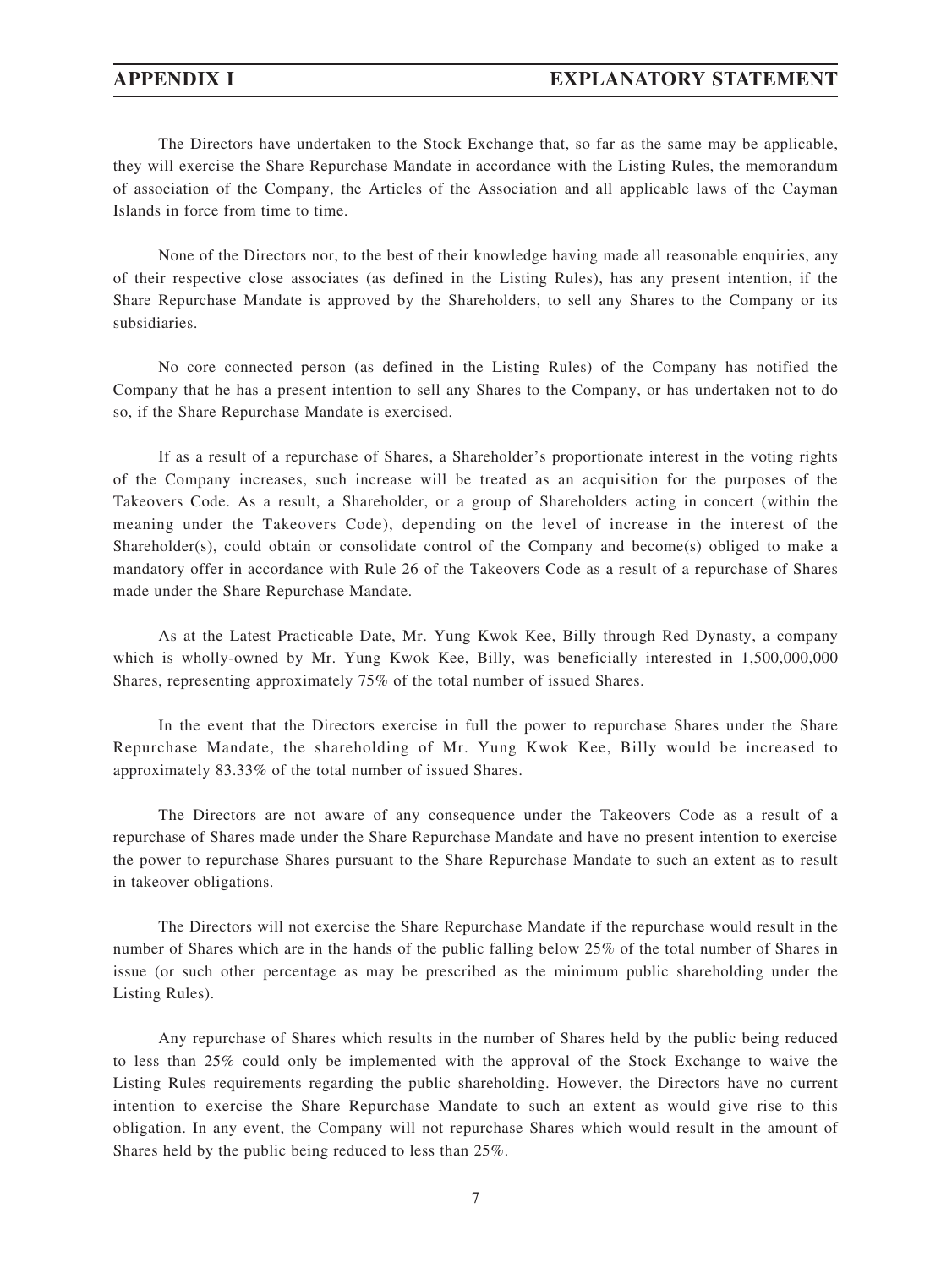The Directors have undertaken to the Stock Exchange that, so far as the same may be applicable, they will exercise the Share Repurchase Mandate in accordance with the Listing Rules, the memorandum of association of the Company, the Articles of the Association and all applicable laws of the Cayman Islands in force from time to time.

None of the Directors nor, to the best of their knowledge having made all reasonable enquiries, any of their respective close associates (as defined in the Listing Rules), has any present intention, if the Share Repurchase Mandate is approved by the Shareholders, to sell any Shares to the Company or its subsidiaries.

No core connected person (as defined in the Listing Rules) of the Company has notified the Company that he has a present intention to sell any Shares to the Company, or has undertaken not to do so, if the Share Repurchase Mandate is exercised.

If as a result of a repurchase of Shares, a Shareholder's proportionate interest in the voting rights of the Company increases, such increase will be treated as an acquisition for the purposes of the Takeovers Code. As a result, a Shareholder, or a group of Shareholders acting in concert (within the meaning under the Takeovers Code), depending on the level of increase in the interest of the Shareholder(s), could obtain or consolidate control of the Company and become(s) obliged to make a mandatory offer in accordance with Rule 26 of the Takeovers Code as a result of a repurchase of Shares made under the Share Repurchase Mandate.

As at the Latest Practicable Date, Mr. Yung Kwok Kee, Billy through Red Dynasty, a company which is wholly-owned by Mr. Yung Kwok Kee, Billy, was beneficially interested in 1,500,000,000 Shares, representing approximately 75% of the total number of issued Shares.

In the event that the Directors exercise in full the power to repurchase Shares under the Share Repurchase Mandate, the shareholding of Mr. Yung Kwok Kee, Billy would be increased to approximately 83.33% of the total number of issued Shares.

The Directors are not aware of any consequence under the Takeovers Code as a result of a repurchase of Shares made under the Share Repurchase Mandate and have no present intention to exercise the power to repurchase Shares pursuant to the Share Repurchase Mandate to such an extent as to result in takeover obligations.

The Directors will not exercise the Share Repurchase Mandate if the repurchase would result in the number of Shares which are in the hands of the public falling below 25% of the total number of Shares in issue (or such other percentage as may be prescribed as the minimum public shareholding under the Listing Rules).

Any repurchase of Shares which results in the number of Shares held by the public being reduced to less than 25% could only be implemented with the approval of the Stock Exchange to waive the Listing Rules requirements regarding the public shareholding. However, the Directors have no current intention to exercise the Share Repurchase Mandate to such an extent as would give rise to this obligation. In any event, the Company will not repurchase Shares which would result in the amount of Shares held by the public being reduced to less than 25%.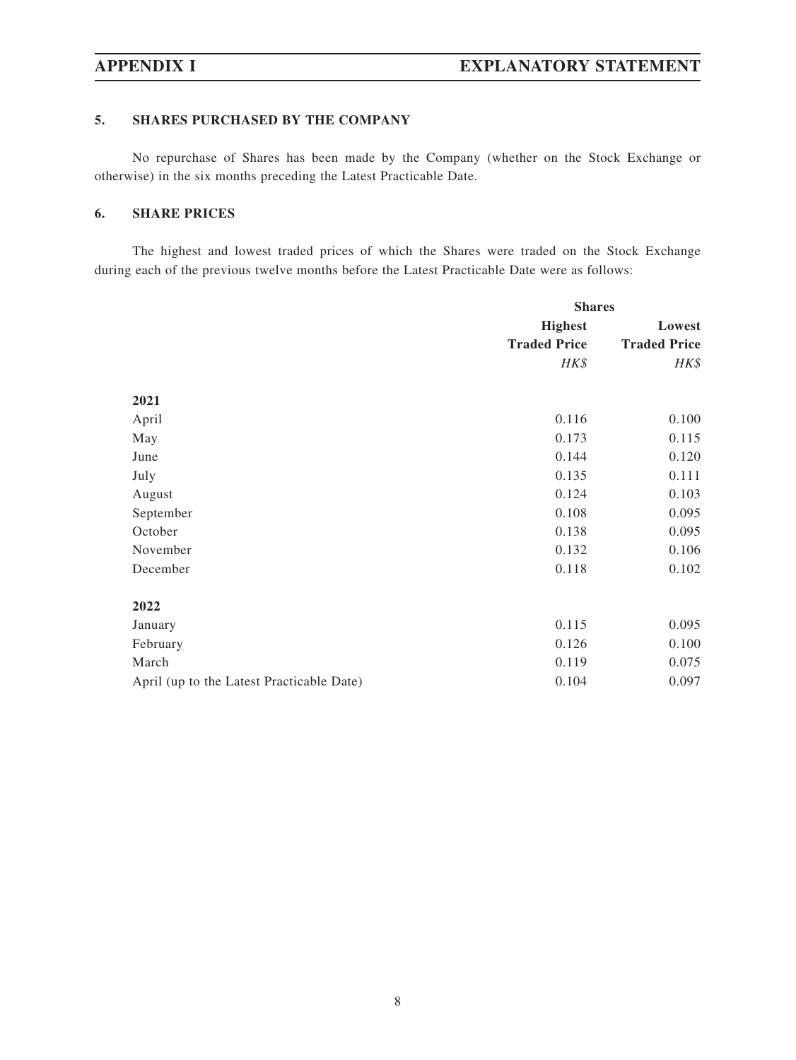## 5. SHARES PURCHASED BY THE COMPANY

No repurchase of Shares has been made by the Company (whether on the Stock Exchange or otherwise) in the six months preceding the Latest Practicable Date.

## 6. SHARE PRICES

The highest and lowest traded prices of which the Shares were traded on the Stock Exchange during each of the previous twelve months before the Latest Practicable Date were as follows:

| | **Shares** | |
|---|---|---|
| | **Highest Traded Price** | **Lowest Traded Price** |
| | *HK$* | *HK$* |
| **2021** | | |
| April | 0.116 | 0.100 |
| May | 0.173 | 0.115 |
| June | 0.144 | 0.120 |
| July | 0.135 | 0.111 |
| August | 0.124 | 0.103 |
| September | 0.108 | 0.095 |
| October | 0.138 | 0.095 |
| November | 0.132 | 0.106 |
| December | 0.118 | 0.102 |
| **2022** | | |
| January | 0.115 | 0.095 |
| February | 0.126 | 0.100 |
| March | 0.119 | 0.075 |
| April (up to the Latest Practicable Date) | 0.104 | 0.097 |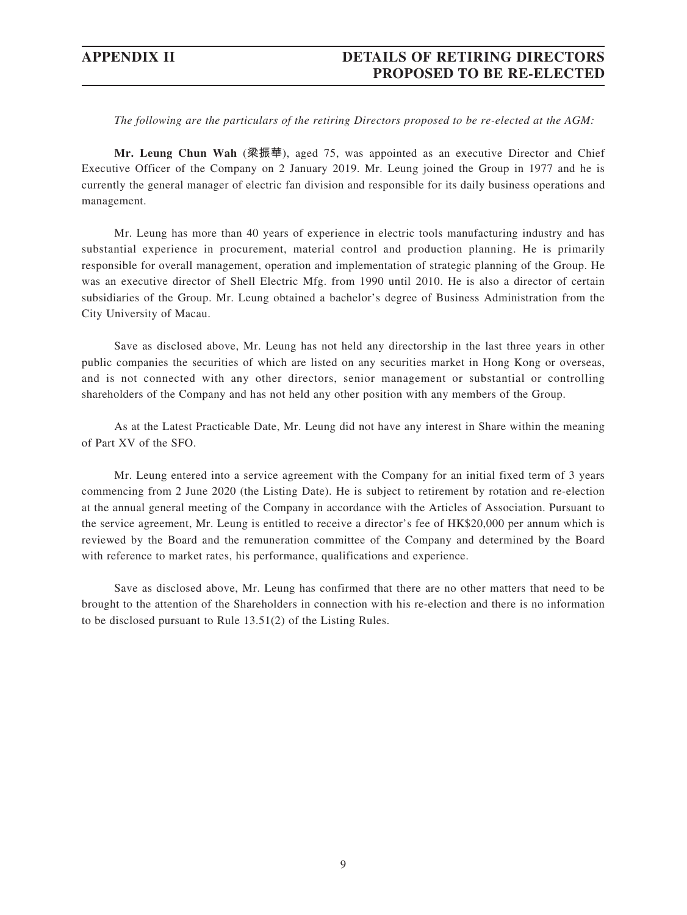# APPENDIX II DETAILS OF RETIRING DIRECTORS PROPOSED TO BE RE-ELECTED

*The following are the particulars of the retiring Directors proposed to be re-elected at the AGM:*

**Mr. Leung Chun Wah** (**梁振華**), aged 75, was appointed as an executive Director and Chief Executive Officer of the Company on 2 January 2019. Mr. Leung joined the Group in 1977 and he is currently the general manager of electric fan division and responsible for its daily business operations and management.

Mr. Leung has more than 40 years of experience in electric tools manufacturing industry and has substantial experience in procurement, material control and production planning. He is primarily responsible for overall management, operation and implementation of strategic planning of the Group. He was an executive director of Shell Electric Mfg. from 1990 until 2010. He is also a director of certain subsidiaries of the Group. Mr. Leung obtained a bachelor's degree of Business Administration from the City University of Macau.

Save as disclosed above, Mr. Leung has not held any directorship in the last three years in other public companies the securities of which are listed on any securities market in Hong Kong or overseas, and is not connected with any other directors, senior management or substantial or controlling shareholders of the Company and has not held any other position with any members of the Group.

As at the Latest Practicable Date, Mr. Leung did not have any interest in Share within the meaning of Part XV of the SFO.

Mr. Leung entered into a service agreement with the Company for an initial fixed term of 3 years commencing from 2 June 2020 (the Listing Date). He is subject to retirement by rotation and re-election at the annual general meeting of the Company in accordance with the Articles of Association. Pursuant to the service agreement, Mr. Leung is entitled to receive a director's fee of HK$20,000 per annum which is reviewed by the Board and the remuneration committee of the Company and determined by the Board with reference to market rates, his performance, qualifications and experience.

Save as disclosed above, Mr. Leung has confirmed that there are no other matters that need to be brought to the attention of the Shareholders in connection with his re-election and there is no information to be disclosed pursuant to Rule 13.51(2) of the Listing Rules.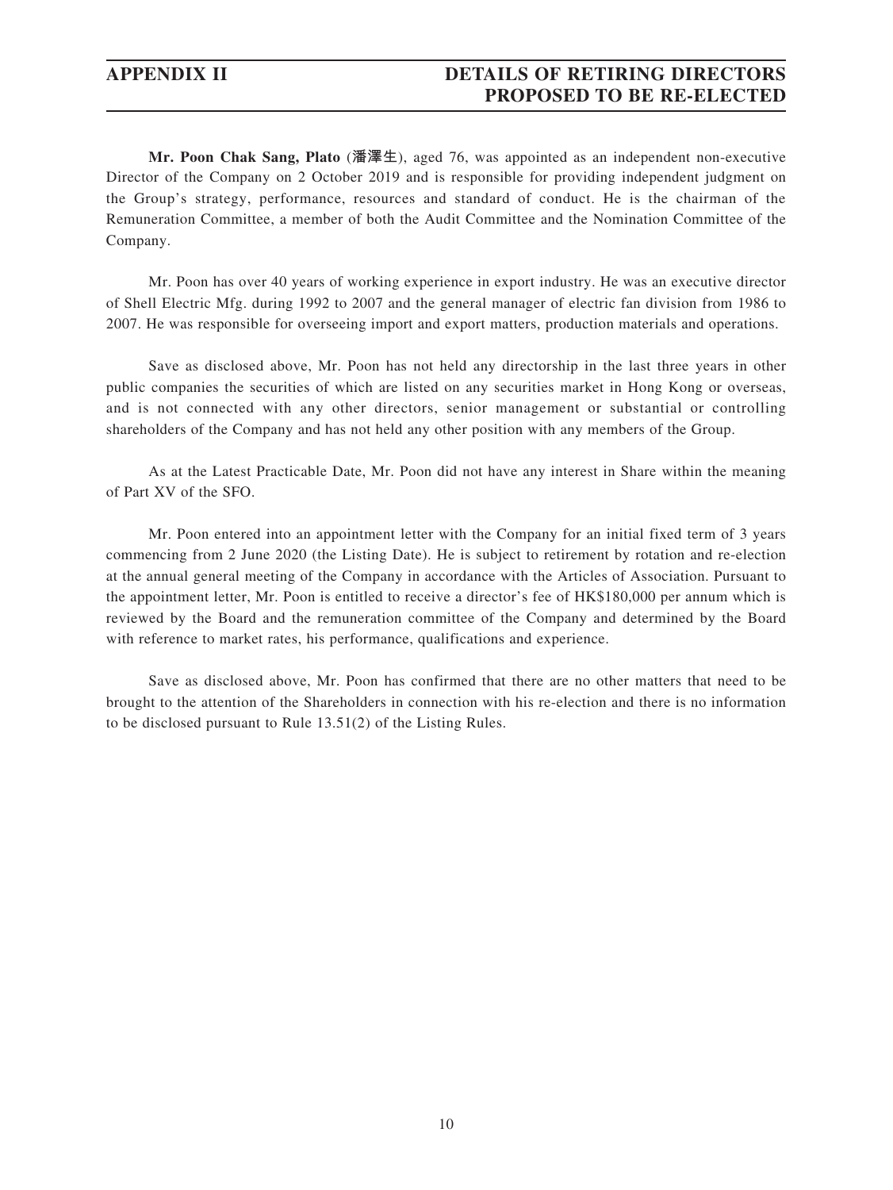**Mr. Poon Chak Sang, Plato** (**潘澤生**), aged 76, was appointed as an independent non-executive Director of the Company on 2 October 2019 and is responsible for providing independent judgment on the Group's strategy, performance, resources and standard of conduct. He is the chairman of the Remuneration Committee, a member of both the Audit Committee and the Nomination Committee of the Company.

Mr. Poon has over 40 years of working experience in export industry. He was an executive director of Shell Electric Mfg. during 1992 to 2007 and the general manager of electric fan division from 1986 to 2007. He was responsible for overseeing import and export matters, production materials and operations.

Save as disclosed above, Mr. Poon has not held any directorship in the last three years in other public companies the securities of which are listed on any securities market in Hong Kong or overseas, and is not connected with any other directors, senior management or substantial or controlling shareholders of the Company and has not held any other position with any members of the Group.

As at the Latest Practicable Date, Mr. Poon did not have any interest in Share within the meaning of Part XV of the SFO.

Mr. Poon entered into an appointment letter with the Company for an initial fixed term of 3 years commencing from 2 June 2020 (the Listing Date). He is subject to retirement by rotation and re-election at the annual general meeting of the Company in accordance with the Articles of Association. Pursuant to the appointment letter, Mr. Poon is entitled to receive a director's fee of HK$180,000 per annum which is reviewed by the Board and the remuneration committee of the Company and determined by the Board with reference to market rates, his performance, qualifications and experience.

Save as disclosed above, Mr. Poon has confirmed that there are no other matters that need to be brought to the attention of the Shareholders in connection with his re-election and there is no information to be disclosed pursuant to Rule 13.51(2) of the Listing Rules.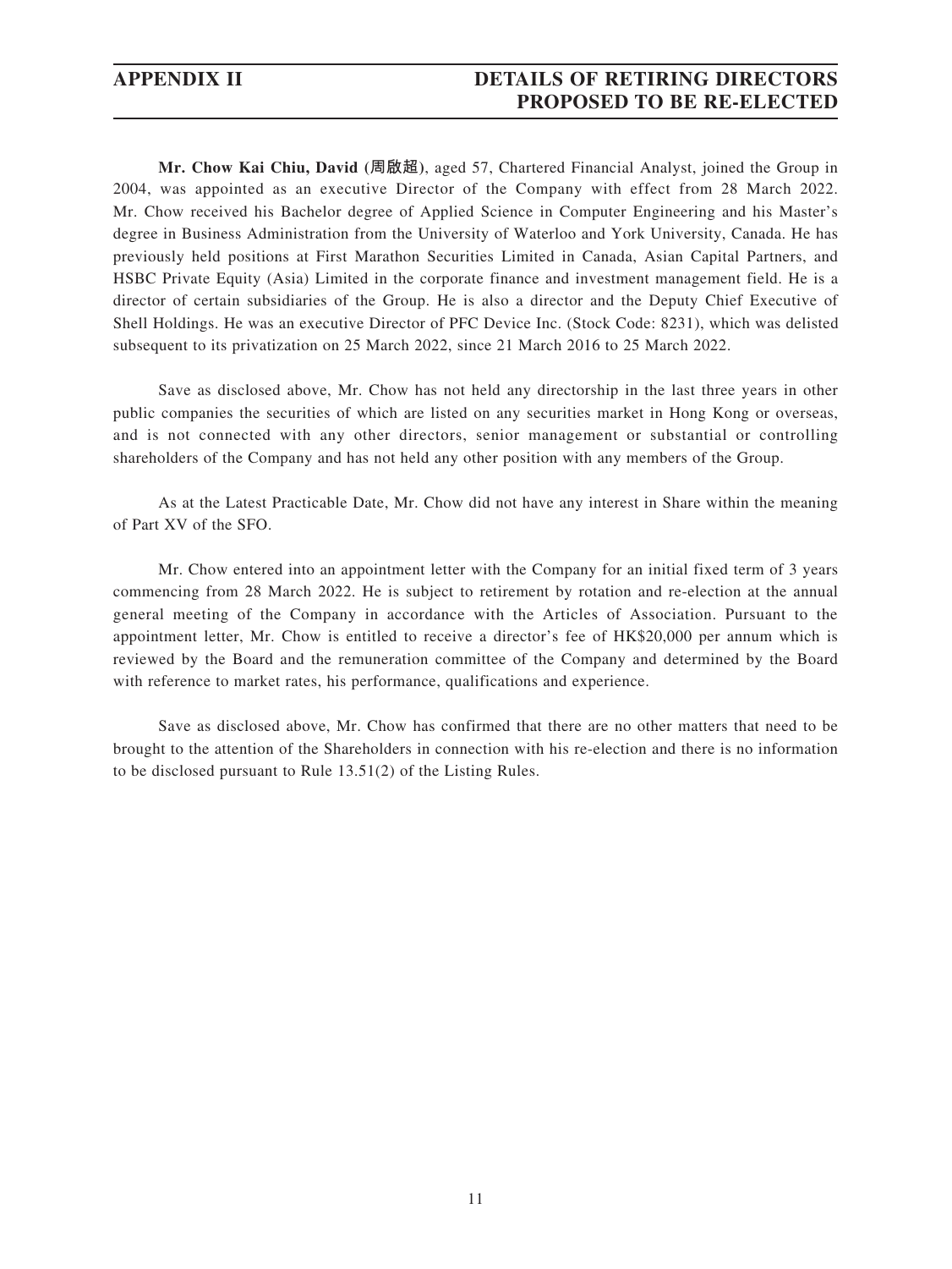**Mr. Chow Kai Chiu, David (周啟超)**, aged 57, Chartered Financial Analyst, joined the Group in 2004, was appointed as an executive Director of the Company with effect from 28 March 2022. Mr. Chow received his Bachelor degree of Applied Science in Computer Engineering and his Master's degree in Business Administration from the University of Waterloo and York University, Canada. He has previously held positions at First Marathon Securities Limited in Canada, Asian Capital Partners, and HSBC Private Equity (Asia) Limited in the corporate finance and investment management field. He is a director of certain subsidiaries of the Group. He is also a director and the Deputy Chief Executive of Shell Holdings. He was an executive Director of PFC Device Inc. (Stock Code: 8231), which was delisted subsequent to its privatization on 25 March 2022, since 21 March 2016 to 25 March 2022.

Save as disclosed above, Mr. Chow has not held any directorship in the last three years in other public companies the securities of which are listed on any securities market in Hong Kong or overseas, and is not connected with any other directors, senior management or substantial or controlling shareholders of the Company and has not held any other position with any members of the Group.

As at the Latest Practicable Date, Mr. Chow did not have any interest in Share within the meaning of Part XV of the SFO.

Mr. Chow entered into an appointment letter with the Company for an initial fixed term of 3 years commencing from 28 March 2022. He is subject to retirement by rotation and re-election at the annual general meeting of the Company in accordance with the Articles of Association. Pursuant to the appointment letter, Mr. Chow is entitled to receive a director's fee of HK$20,000 per annum which is reviewed by the Board and the remuneration committee of the Company and determined by the Board with reference to market rates, his performance, qualifications and experience.

Save as disclosed above, Mr. Chow has confirmed that there are no other matters that need to be brought to the attention of the Shareholders in connection with his re-election and there is no information to be disclosed pursuant to Rule 13.51(2) of the Listing Rules.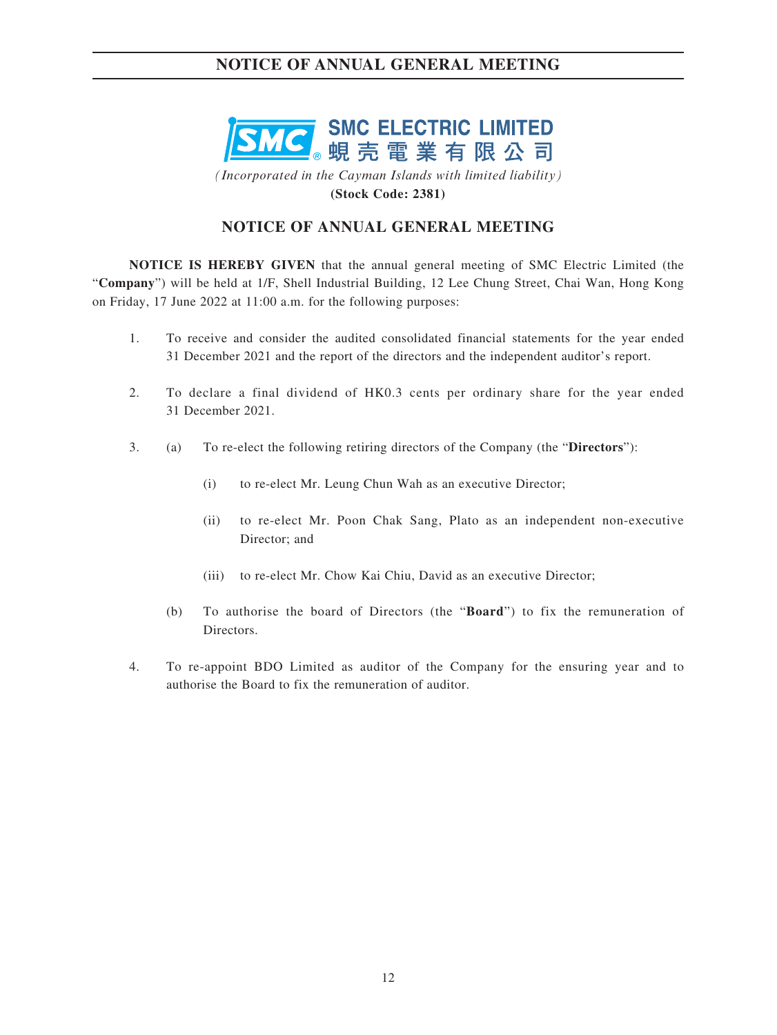SMC ELECTRIC LIMITED
蜆壳電業有限公司

*(Incorporated in the Cayman Islands with limited liability)*

**(Stock Code: 2381)**

# NOTICE OF ANNUAL GENERAL MEETING

**NOTICE IS HEREBY GIVEN** that the annual general meeting of SMC Electric Limited (the "**Company**") will be held at 1/F, Shell Industrial Building, 12 Lee Chung Street, Chai Wan, Hong Kong on Friday, 17 June 2022 at 11:00 a.m. for the following purposes:

1. To receive and consider the audited consolidated financial statements for the year ended 31 December 2021 and the report of the directors and the independent auditor's report.

2. To declare a final dividend of HK0.3 cents per ordinary share for the year ended 31 December 2021.

3. (a) To re-elect the following retiring directors of the Company (the "**Directors**"):

   (i) to re-elect Mr. Leung Chun Wah as an executive Director;

   (ii) to re-elect Mr. Poon Chak Sang, Plato as an independent non-executive Director; and

   (iii) to re-elect Mr. Chow Kai Chiu, David as an executive Director;

   (b) To authorise the board of Directors (the "**Board**") to fix the remuneration of Directors.

4. To re-appoint BDO Limited as auditor of the Company for the ensuring year and to authorise the Board to fix the remuneration of auditor.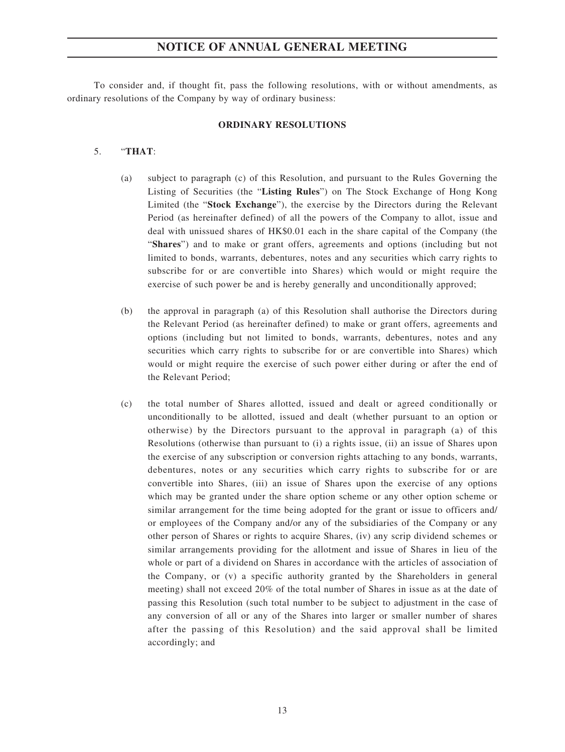To consider and, if thought fit, pass the following resolutions, with or without amendments, as ordinary resolutions of the Company by way of ordinary business:

**ORDINARY RESOLUTIONS**

5. "**THAT**:

   (a) subject to paragraph (c) of this Resolution, and pursuant to the Rules Governing the Listing of Securities (the "**Listing Rules**") on The Stock Exchange of Hong Kong Limited (the "**Stock Exchange**"), the exercise by the Directors during the Relevant Period (as hereinafter defined) of all the powers of the Company to allot, issue and deal with unissued shares of HK$0.01 each in the share capital of the Company (the "**Shares**") and to make or grant offers, agreements and options (including but not limited to bonds, warrants, debentures, notes and any securities which carry rights to subscribe for or are convertible into Shares) which would or might require the exercise of such power be and is hereby generally and unconditionally approved;

   (b) the approval in paragraph (a) of this Resolution shall authorise the Directors during the Relevant Period (as hereinafter defined) to make or grant offers, agreements and options (including but not limited to bonds, warrants, debentures, notes and any securities which carry rights to subscribe for or are convertible into Shares) which would or might require the exercise of such power either during or after the end of the Relevant Period;

   (c) the total number of Shares allotted, issued and dealt or agreed conditionally or unconditionally to be allotted, issued and dealt (whether pursuant to an option or otherwise) by the Directors pursuant to the approval in paragraph (a) of this Resolutions (otherwise than pursuant to (i) a rights issue, (ii) an issue of Shares upon the exercise of any subscription or conversion rights attaching to any bonds, warrants, debentures, notes or any securities which carry rights to subscribe for or are convertible into Shares, (iii) an issue of Shares upon the exercise of any options which may be granted under the share option scheme or any other option scheme or similar arrangement for the time being adopted for the grant or issue to officers and/or employees of the Company and/or any of the subsidiaries of the Company or any other person of Shares or rights to acquire Shares, (iv) any scrip dividend schemes or similar arrangements providing for the allotment and issue of Shares in lieu of the whole or part of a dividend on Shares in accordance with the articles of association of the Company, or (v) a specific authority granted by the Shareholders in general meeting) shall not exceed 20% of the total number of Shares in issue as at the date of passing this Resolution (such total number to be subject to adjustment in the case of any conversion of all or any of the Shares into larger or smaller number of shares after the passing of this Resolution) and the said approval shall be limited accordingly; and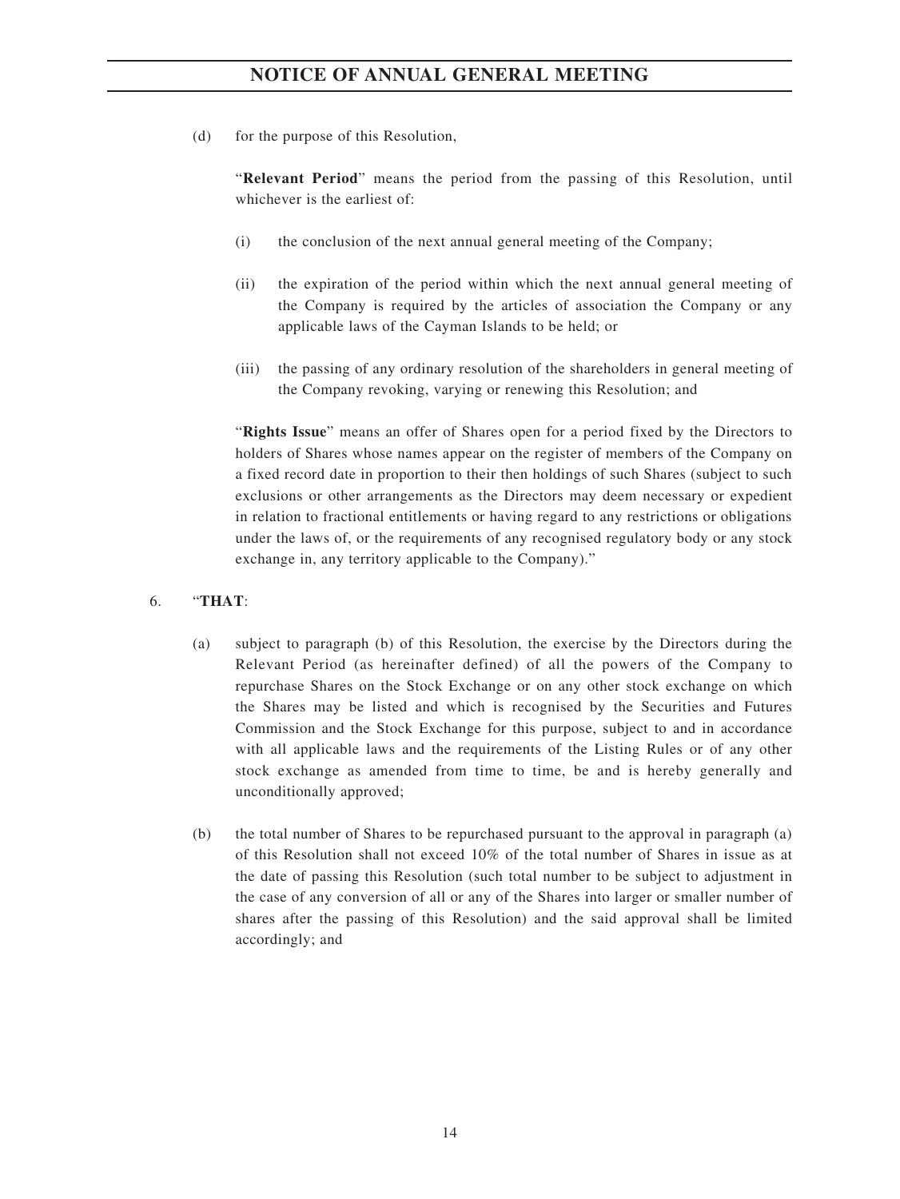(d) for the purpose of this Resolution,

"**Relevant Period**" means the period from the passing of this Resolution, until whichever is the earliest of:

(i) the conclusion of the next annual general meeting of the Company;

(ii) the expiration of the period within which the next annual general meeting of the Company is required by the articles of association the Company or any applicable laws of the Cayman Islands to be held; or

(iii) the passing of any ordinary resolution of the shareholders in general meeting of the Company revoking, varying or renewing this Resolution; and

"**Rights Issue**" means an offer of Shares open for a period fixed by the Directors to holders of Shares whose names appear on the register of members of the Company on a fixed record date in proportion to their then holdings of such Shares (subject to such exclusions or other arrangements as the Directors may deem necessary or expedient in relation to fractional entitlements or having regard to any restrictions or obligations under the laws of, or the requirements of any recognised regulatory body or any stock exchange in, any territory applicable to the Company)."

6. "**THAT**:

(a) subject to paragraph (b) of this Resolution, the exercise by the Directors during the Relevant Period (as hereinafter defined) of all the powers of the Company to repurchase Shares on the Stock Exchange or on any other stock exchange on which the Shares may be listed and which is recognised by the Securities and Futures Commission and the Stock Exchange for this purpose, subject to and in accordance with all applicable laws and the requirements of the Listing Rules or of any other stock exchange as amended from time to time, be and is hereby generally and unconditionally approved;

(b) the total number of Shares to be repurchased pursuant to the approval in paragraph (a) of this Resolution shall not exceed 10% of the total number of Shares in issue as at the date of passing this Resolution (such total number to be subject to adjustment in the case of any conversion of all or any of the Shares into larger or smaller number of shares after the passing of this Resolution) and the said approval shall be limited accordingly; and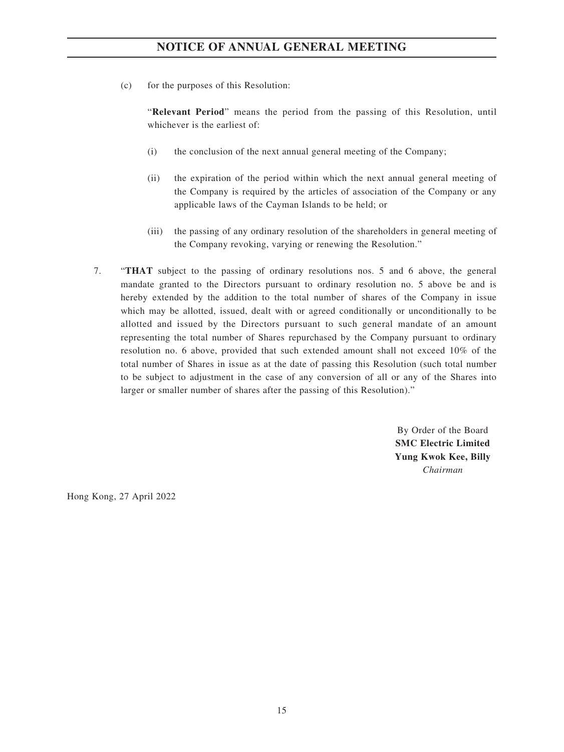(c) for the purposes of this Resolution:

"**Relevant Period**" means the period from the passing of this Resolution, until whichever is the earliest of:

(i) the conclusion of the next annual general meeting of the Company;

(ii) the expiration of the period within which the next annual general meeting of the Company is required by the articles of association of the Company or any applicable laws of the Cayman Islands to be held; or

(iii) the passing of any ordinary resolution of the shareholders in general meeting of the Company revoking, varying or renewing the Resolution."

7. "**THAT** subject to the passing of ordinary resolutions nos. 5 and 6 above, the general mandate granted to the Directors pursuant to ordinary resolution no. 5 above be and is hereby extended by the addition to the total number of shares of the Company in issue which may be allotted, issued, dealt with or agreed conditionally or unconditionally to be allotted and issued by the Directors pursuant to such general mandate of an amount representing the total number of Shares repurchased by the Company pursuant to ordinary resolution no. 6 above, provided that such extended amount shall not exceed 10% of the total number of Shares in issue as at the date of passing this Resolution (such total number to be subject to adjustment in the case of any conversion of all or any of the Shares into larger or smaller number of shares after the passing of this Resolution)."

By Order of the Board
**SMC Electric Limited**
**Yung Kwok Kee, Billy**
*Chairman*

Hong Kong, 27 April 2022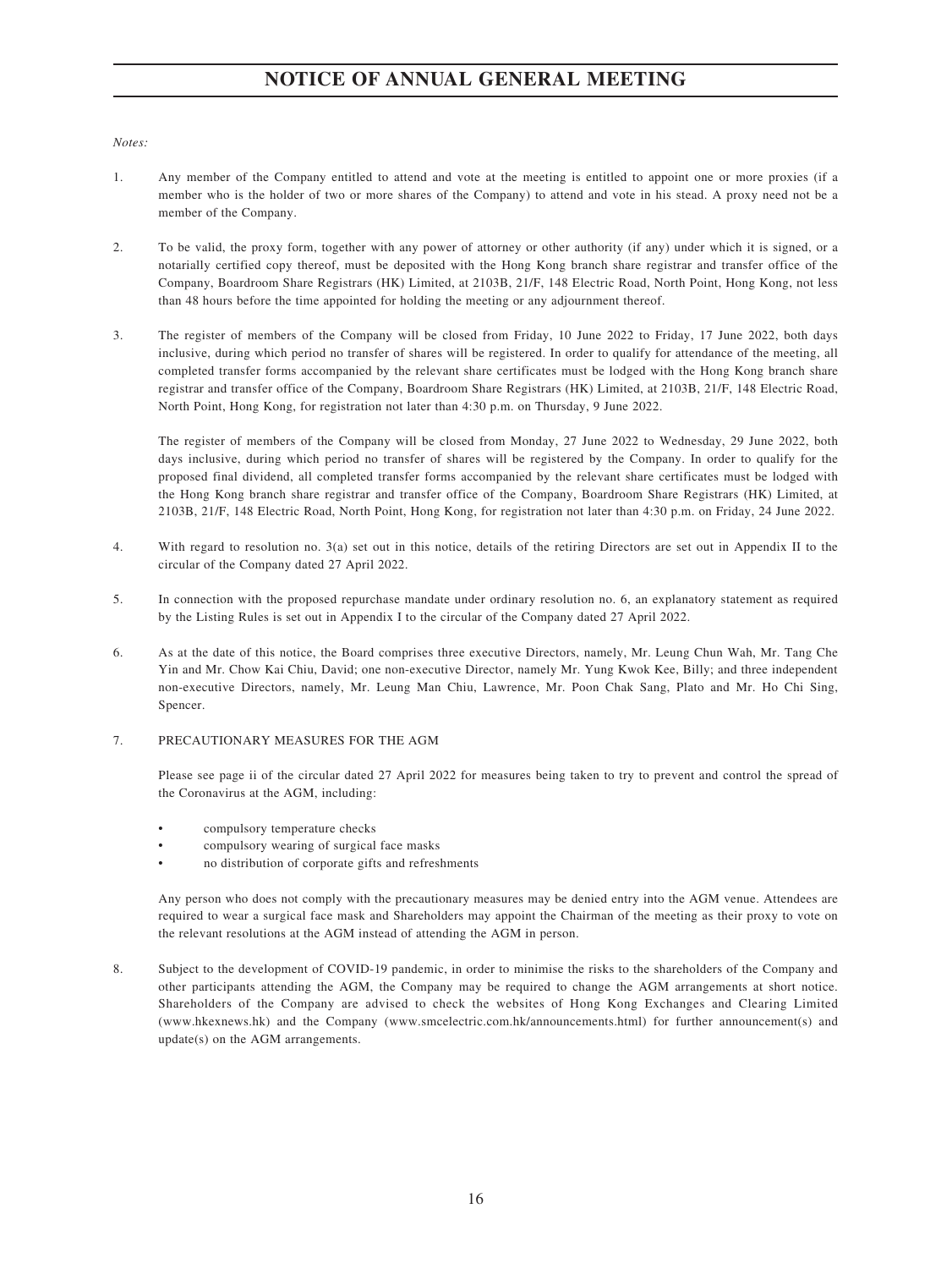# NOTICE OF ANNUAL GENERAL MEETING

*Notes:*

1. Any member of the Company entitled to attend and vote at the meeting is entitled to appoint one or more proxies (if a member who is the holder of two or more shares of the Company) to attend and vote in his stead. A proxy need not be a member of the Company.

2. To be valid, the proxy form, together with any power of attorney or other authority (if any) under which it is signed, or a notarially certified copy thereof, must be deposited with the Hong Kong branch share registrar and transfer office of the Company, Boardroom Share Registrars (HK) Limited, at 2103B, 21/F, 148 Electric Road, North Point, Hong Kong, not less than 48 hours before the time appointed for holding the meeting or any adjournment thereof.

3. The register of members of the Company will be closed from Friday, 10 June 2022 to Friday, 17 June 2022, both days inclusive, during which period no transfer of shares will be registered. In order to qualify for attendance of the meeting, all completed transfer forms accompanied by the relevant share certificates must be lodged with the Hong Kong branch share registrar and transfer office of the Company, Boardroom Share Registrars (HK) Limited, at 2103B, 21/F, 148 Electric Road, North Point, Hong Kong, for registration not later than 4:30 p.m. on Thursday, 9 June 2022.

   The register of members of the Company will be closed from Monday, 27 June 2022 to Wednesday, 29 June 2022, both days inclusive, during which period no transfer of shares will be registered by the Company. In order to qualify for the proposed final dividend, all completed transfer forms accompanied by the relevant share certificates must be lodged with the Hong Kong branch share registrar and transfer office of the Company, Boardroom Share Registrars (HK) Limited, at 2103B, 21/F, 148 Electric Road, North Point, Hong Kong, for registration not later than 4:30 p.m. on Friday, 24 June 2022.

4. With regard to resolution no. 3(a) set out in this notice, details of the retiring Directors are set out in Appendix II to the circular of the Company dated 27 April 2022.

5. In connection with the proposed repurchase mandate under ordinary resolution no. 6, an explanatory statement as required by the Listing Rules is set out in Appendix I to the circular of the Company dated 27 April 2022.

6. As at the date of this notice, the Board comprises three executive Directors, namely, Mr. Leung Chun Wah, Mr. Tang Che Yin and Mr. Chow Kai Chiu, David; one non-executive Director, namely Mr. Yung Kwok Kee, Billy; and three independent non-executive Directors, namely, Mr. Leung Man Chiu, Lawrence, Mr. Poon Chak Sang, Plato and Mr. Ho Chi Sing, Spencer.

7. PRECAUTIONARY MEASURES FOR THE AGM

   Please see page ii of the circular dated 27 April 2022 for measures being taken to try to prevent and control the spread of the Coronavirus at the AGM, including:

   - compulsory temperature checks
   - compulsory wearing of surgical face masks
   - no distribution of corporate gifts and refreshments

   Any person who does not comply with the precautionary measures may be denied entry into the AGM venue. Attendees are required to wear a surgical face mask and Shareholders may appoint the Chairman of the meeting as their proxy to vote on the relevant resolutions at the AGM instead of attending the AGM in person.

8. Subject to the development of COVID-19 pandemic, in order to minimise the risks to the shareholders of the Company and other participants attending the AGM, the Company may be required to change the AGM arrangements at short notice. Shareholders of the Company are advised to check the websites of Hong Kong Exchanges and Clearing Limited (www.hkexnews.hk) and the Company (www.smcelectric.com.hk/announcements.html) for further announcement(s) and update(s) on the AGM arrangements.